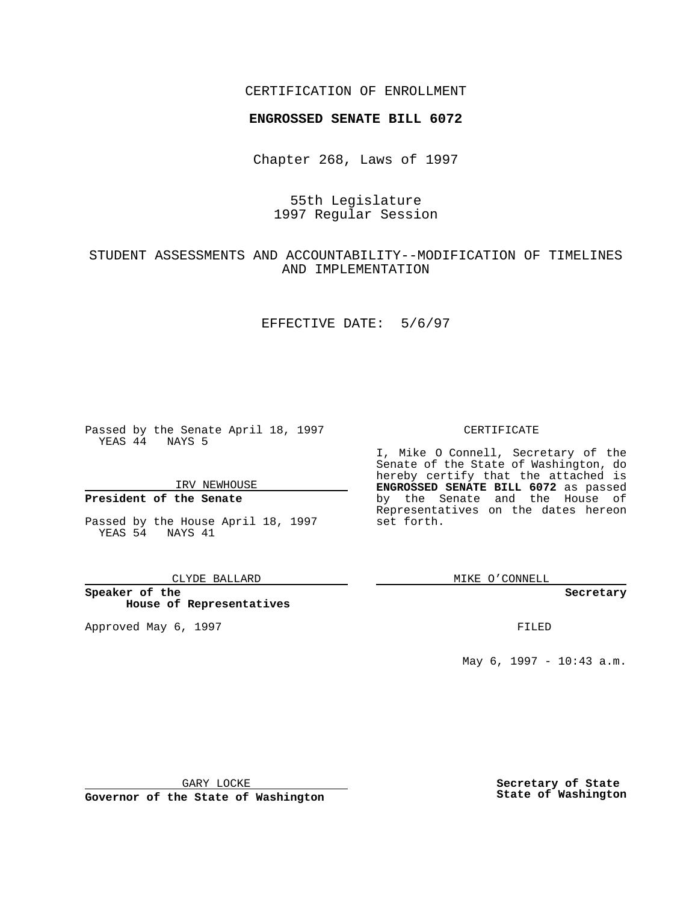CERTIFICATION OF ENROLLMENT

**ENGROSSED SENATE BILL 6072**

Chapter 268, Laws of 1997

55th Legislature
1997 Regular Session

STUDENT ASSESSMENTS AND ACCOUNTABILITY--MODIFICATION OF TIMELINES AND IMPLEMENTATION

EFFECTIVE DATE: 5/6/97

Passed by the Senate April 18, 1997
YEAS 44 NAYS 5

IRV NEWHOUSE

**President of the Senate**

Passed by the House April 18, 1997
YEAS 54 NAYS 41

CLYDE BALLARD

**Speaker of the House of Representatives**

Approved May 6, 1997

GARY LOCKE

**Governor of the State of Washington**

CERTIFICATE

I, Mike O Connell, Secretary of the Senate of the State of Washington, do hereby certify that the attached is **ENGROSSED SENATE BILL 6072** as passed by the Senate and the House of Representatives on the dates hereon set forth.

MIKE O'CONNELL

**Secretary**

FILED

May 6, 1997 - 10:43 a.m.

**Secretary of State**
**State of Washington**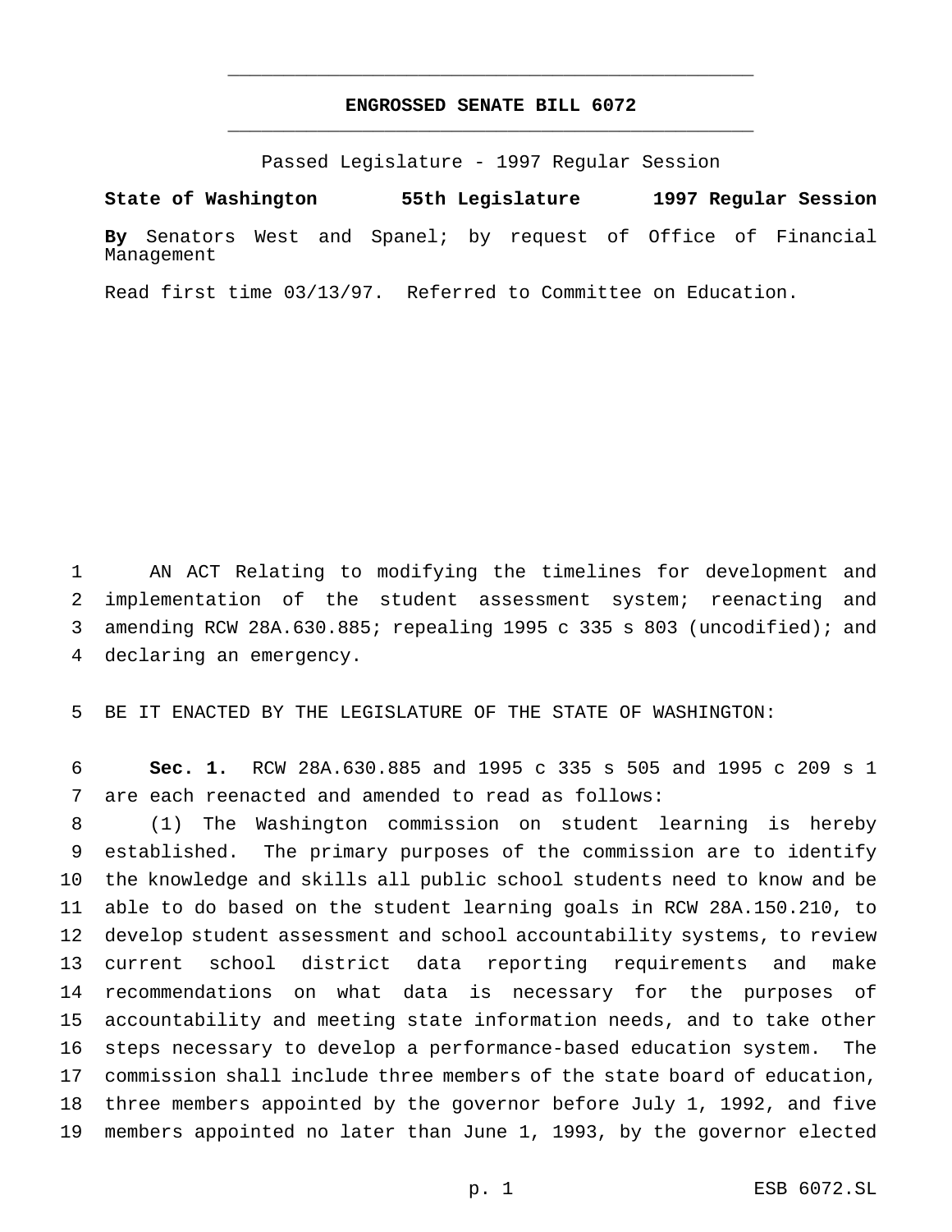# ENGROSSED SENATE BILL 6072

Passed Legislature - 1997 Regular Session

**State of Washington 55th Legislature 1997 Regular Session**

**By** Senators West and Spanel; by request of Office of Financial Management

Read first time 03/13/97. Referred to Committee on Education.

AN ACT Relating to modifying the timelines for development and implementation of the student assessment system; reenacting and amending RCW 28A.630.885; repealing 1995 c 335 s 803 (uncodified); and declaring an emergency.

BE IT ENACTED BY THE LEGISLATURE OF THE STATE OF WASHINGTON:

**Sec. 1.** RCW 28A.630.885 and 1995 c 335 s 505 and 1995 c 209 s 1 are each reenacted and amended to read as follows:

(1) The Washington commission on student learning is hereby established. The primary purposes of the commission are to identify the knowledge and skills all public school students need to know and be able to do based on the student learning goals in RCW 28A.150.210, to develop student assessment and school accountability systems, to review current school district data reporting requirements and make recommendations on what data is necessary for the purposes of accountability and meeting state information needs, and to take other steps necessary to develop a performance-based education system. The commission shall include three members of the state board of education, three members appointed by the governor before July 1, 1992, and five members appointed no later than June 1, 1993, by the governor elected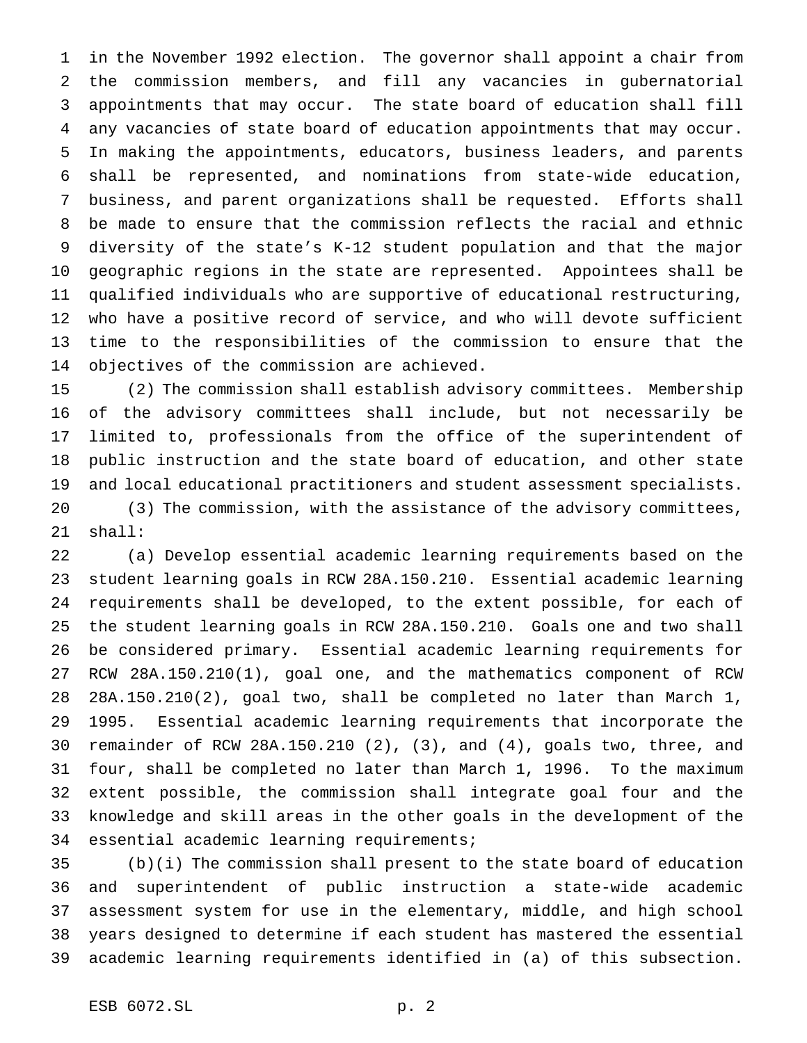in the November 1992 election. The governor shall appoint a chair from the commission members, and fill any vacancies in gubernatorial appointments that may occur. The state board of education shall fill any vacancies of state board of education appointments that may occur. In making the appointments, educators, business leaders, and parents shall be represented, and nominations from state-wide education, business, and parent organizations shall be requested. Efforts shall be made to ensure that the commission reflects the racial and ethnic diversity of the state's K-12 student population and that the major geographic regions in the state are represented. Appointees shall be qualified individuals who are supportive of educational restructuring, who have a positive record of service, and who will devote sufficient time to the responsibilities of the commission to ensure that the objectives of the commission are achieved.

(2) The commission shall establish advisory committees. Membership of the advisory committees shall include, but not necessarily be limited to, professionals from the office of the superintendent of public instruction and the state board of education, and other state and local educational practitioners and student assessment specialists.

(3) The commission, with the assistance of the advisory committees, shall:

(a) Develop essential academic learning requirements based on the student learning goals in RCW 28A.150.210. Essential academic learning requirements shall be developed, to the extent possible, for each of the student learning goals in RCW 28A.150.210. Goals one and two shall be considered primary. Essential academic learning requirements for RCW 28A.150.210(1), goal one, and the mathematics component of RCW 28A.150.210(2), goal two, shall be completed no later than March 1, 1995. Essential academic learning requirements that incorporate the remainder of RCW 28A.150.210 (2), (3), and (4), goals two, three, and four, shall be completed no later than March 1, 1996. To the maximum extent possible, the commission shall integrate goal four and the knowledge and skill areas in the other goals in the development of the essential academic learning requirements;

(b)(i) The commission shall present to the state board of education and superintendent of public instruction a state-wide academic assessment system for use in the elementary, middle, and high school years designed to determine if each student has mastered the essential academic learning requirements identified in (a) of this subsection.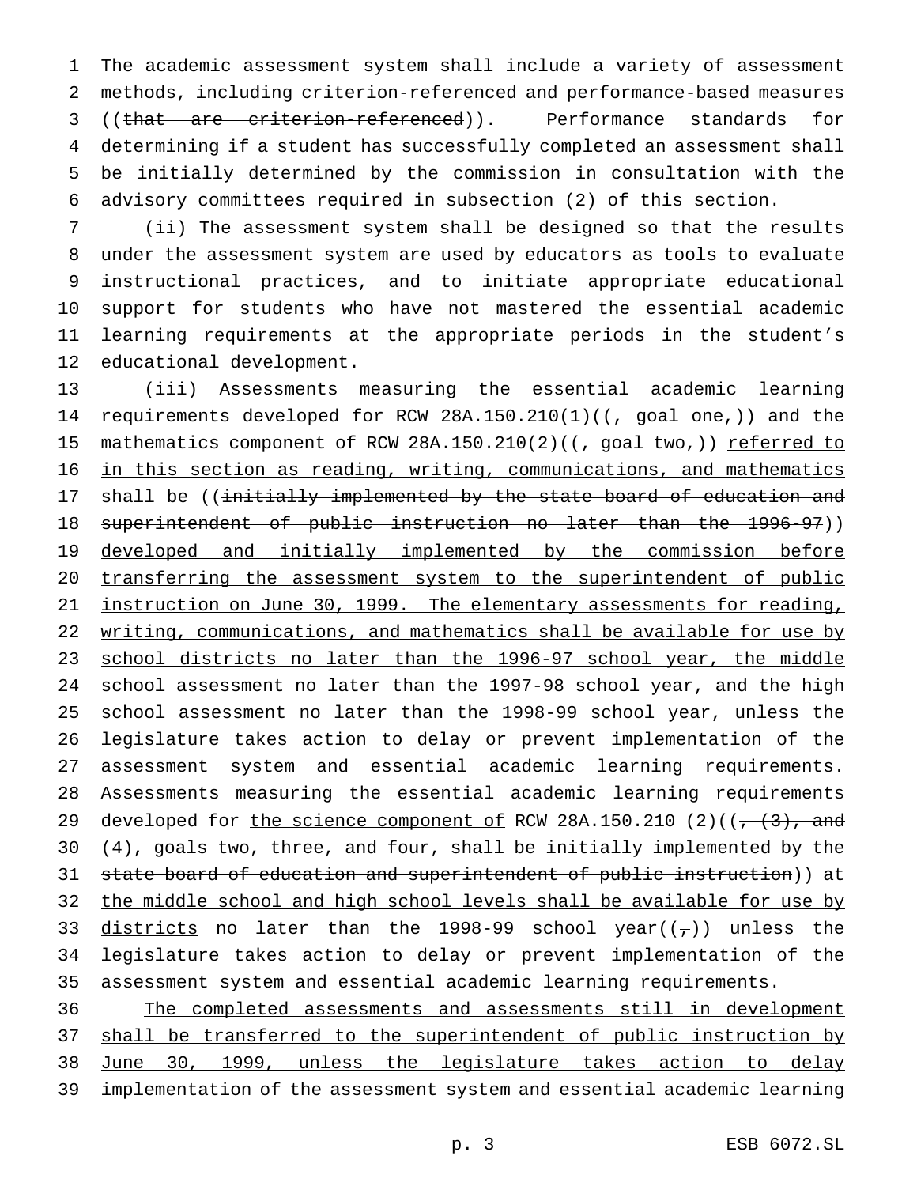The academic assessment system shall include a variety of assessment methods, including criterion-referenced and performance-based measures ((that are criterion-referenced)). Performance standards for determining if a student has successfully completed an assessment shall be initially determined by the commission in consultation with the advisory committees required in subsection (2) of this section.

(ii) The assessment system shall be designed so that the results under the assessment system are used by educators as tools to evaluate instructional practices, and to initiate appropriate educational support for students who have not mastered the essential academic learning requirements at the appropriate periods in the student's educational development.

(iii) Assessments measuring the essential academic learning requirements developed for RCW 28A.150.210(1)((, goal one,)) and the mathematics component of RCW 28A.150.210(2)((, goal two,)) referred to in this section as reading, writing, communications, and mathematics shall be ((initially implemented by the state board of education and superintendent of public instruction no later than the 1996-97)) developed and initially implemented by the commission before transferring the assessment system to the superintendent of public instruction on June 30, 1999. The elementary assessments for reading, writing, communications, and mathematics shall be available for use by school districts no later than the 1996-97 school year, the middle school assessment no later than the 1997-98 school year, and the high school assessment no later than the 1998-99 school year, unless the legislature takes action to delay or prevent implementation of the assessment system and essential academic learning requirements. Assessments measuring the essential academic learning requirements developed for the science component of RCW 28A.150.210 (2)((, (3), and (4), goals two, three, and four, shall be initially implemented by the state board of education and superintendent of public instruction)) at the middle school and high school levels shall be available for use by districts no later than the 1998-99 school year((,)) unless the legislature takes action to delay or prevent implementation of the assessment system and essential academic learning requirements.

The completed assessments and assessments still in development shall be transferred to the superintendent of public instruction by June 30, 1999, unless the legislature takes action to delay implementation of the assessment system and essential academic learning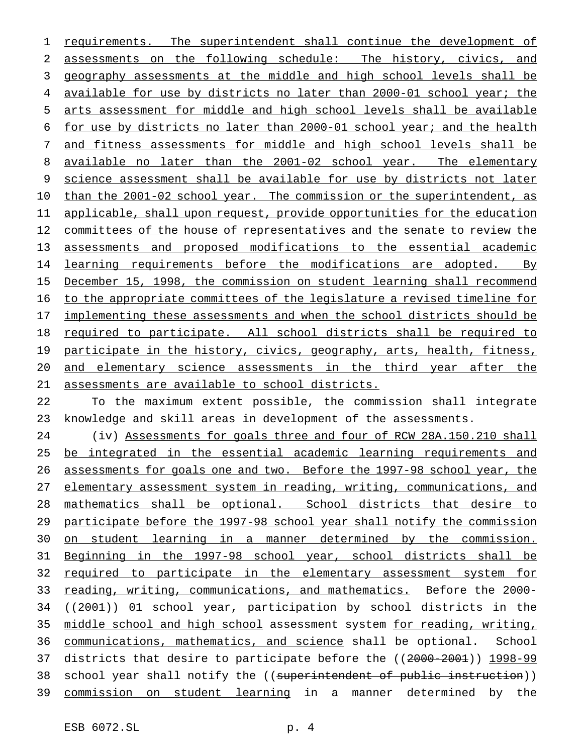requirements. The superintendent shall continue the development of assessments on the following schedule: The history, civics, and geography assessments at the middle and high school levels shall be available for use by districts no later than 2000-01 school year; the arts assessment for middle and high school levels shall be available for use by districts no later than 2000-01 school year; and the health and fitness assessments for middle and high school levels shall be available no later than the 2001-02 school year. The elementary science assessment shall be available for use by districts not later than the 2001-02 school year. The commission or the superintendent, as applicable, shall upon request, provide opportunities for the education committees of the house of representatives and the senate to review the assessments and proposed modifications to the essential academic learning requirements before the modifications are adopted. By December 15, 1998, the commission on student learning shall recommend to the appropriate committees of the legislature a revised timeline for implementing these assessments and when the school districts should be required to participate. All school districts shall be required to participate in the history, civics, geography, arts, health, fitness, and elementary science assessments in the third year after the assessments are available to school districts.

To the maximum extent possible, the commission shall integrate knowledge and skill areas in development of the assessments.

(iv) Assessments for goals three and four of RCW 28A.150.210 shall be integrated in the essential academic learning requirements and assessments for goals one and two. Before the 1997-98 school year, the elementary assessment system in reading, writing, communications, and mathematics shall be optional. School districts that desire to participate before the 1997-98 school year shall notify the commission on student learning in a manner determined by the commission. Beginning in the 1997-98 school year, school districts shall be required to participate in the elementary assessment system for reading, writing, communications, and mathematics. Before the 2000-((2001)) 01 school year, participation by school districts in the middle school and high school assessment system for reading, writing, communications, mathematics, and science shall be optional. School districts that desire to participate before the ((~~2000-2001~~)) 1998-99 school year shall notify the ((~~superintendent of public instruction~~)) commission on student learning in a manner determined by the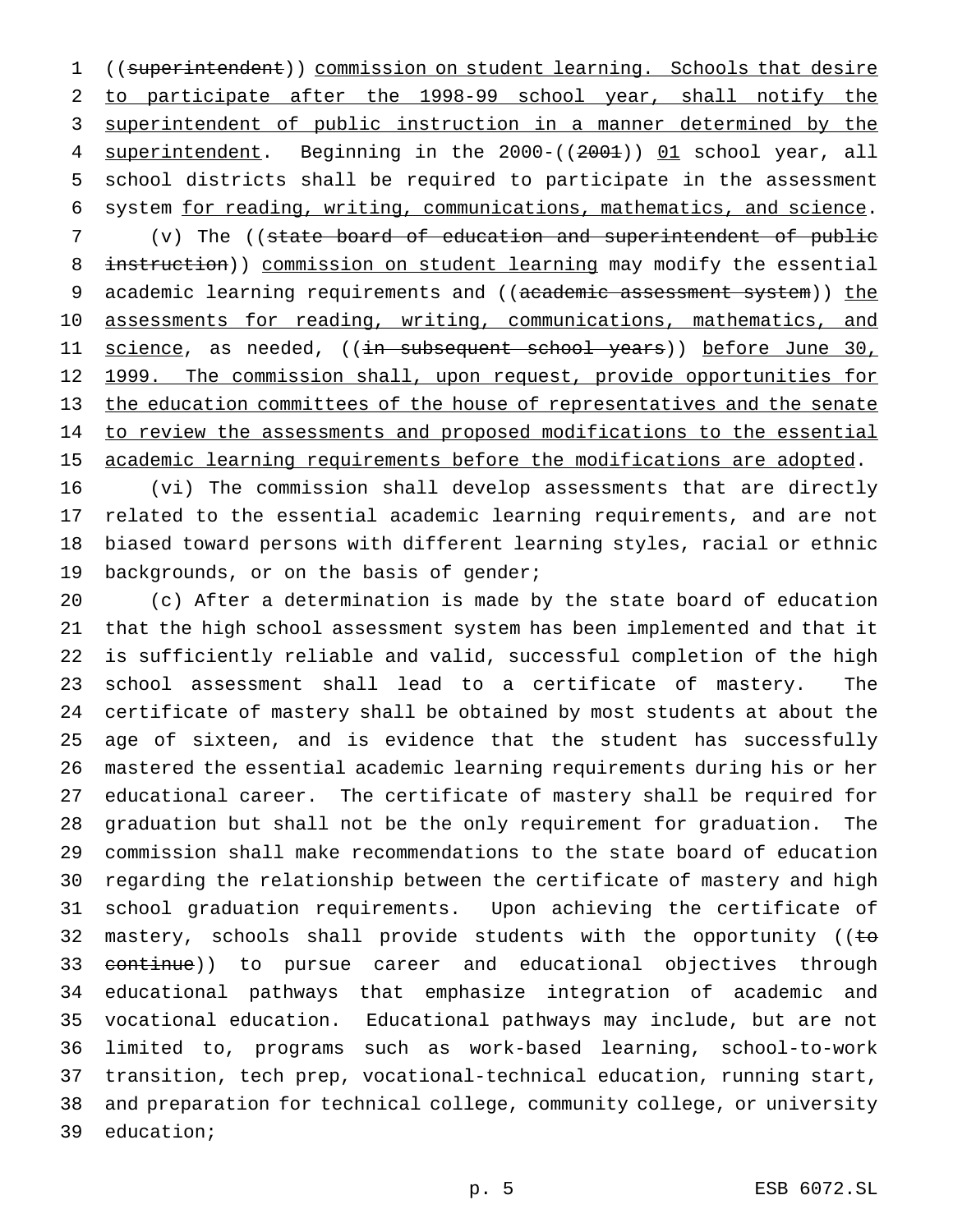((~~superintendent~~)) commission on student learning. Schools that desire to participate after the 1998-99 school year, shall notify the superintendent of public instruction in a manner determined by the superintendent. Beginning in the 2000-((~~2001~~)) 01 school year, all school districts shall be required to participate in the assessment system for reading, writing, communications, mathematics, and science.

(v) The ((~~state board of education and superintendent of public instruction~~)) commission on student learning may modify the essential academic learning requirements and ((~~academic assessment system~~)) the assessments for reading, writing, communications, mathematics, and science, as needed, ((~~in subsequent school years~~)) before June 30, 1999. The commission shall, upon request, provide opportunities for the education committees of the house of representatives and the senate to review the assessments and proposed modifications to the essential academic learning requirements before the modifications are adopted.

(vi) The commission shall develop assessments that are directly related to the essential academic learning requirements, and are not biased toward persons with different learning styles, racial or ethnic backgrounds, or on the basis of gender;

(c) After a determination is made by the state board of education that the high school assessment system has been implemented and that it is sufficiently reliable and valid, successful completion of the high school assessment shall lead to a certificate of mastery. The certificate of mastery shall be obtained by most students at about the age of sixteen, and is evidence that the student has successfully mastered the essential academic learning requirements during his or her educational career. The certificate of mastery shall be required for graduation but shall not be the only requirement for graduation. The commission shall make recommendations to the state board of education regarding the relationship between the certificate of mastery and high school graduation requirements. Upon achieving the certificate of mastery, schools shall provide students with the opportunity ((~~to continue~~)) to pursue career and educational objectives through educational pathways that emphasize integration of academic and vocational education. Educational pathways may include, but are not limited to, programs such as work-based learning, school-to-work transition, tech prep, vocational-technical education, running start, and preparation for technical college, community college, or university education;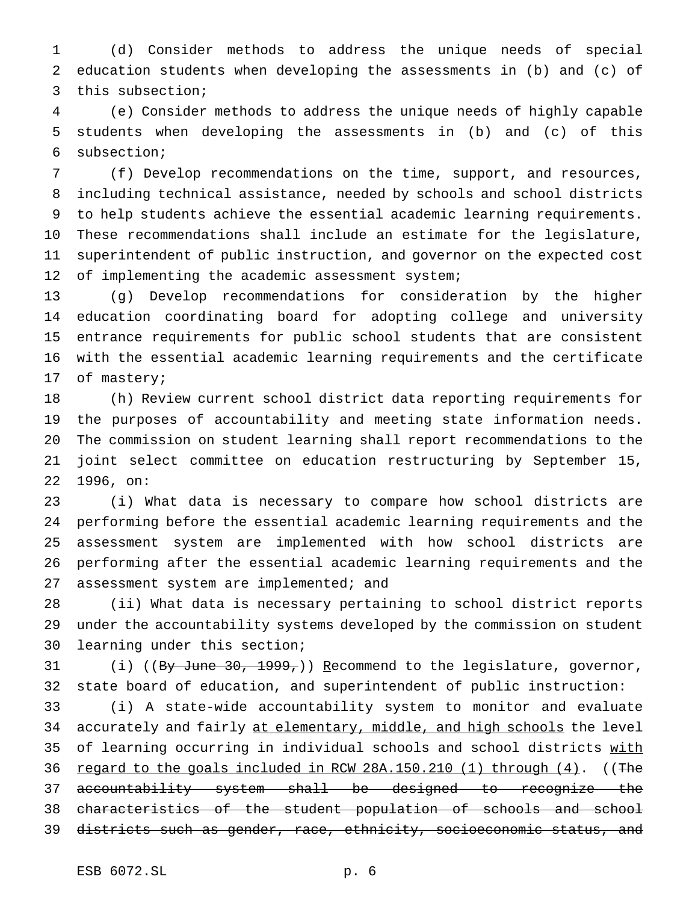(d) Consider methods to address the unique needs of special education students when developing the assessments in (b) and (c) of this subsection;

(e) Consider methods to address the unique needs of highly capable students when developing the assessments in (b) and (c) of this subsection;

(f) Develop recommendations on the time, support, and resources, including technical assistance, needed by schools and school districts to help students achieve the essential academic learning requirements. These recommendations shall include an estimate for the legislature, superintendent of public instruction, and governor on the expected cost of implementing the academic assessment system;

(g) Develop recommendations for consideration by the higher education coordinating board for adopting college and university entrance requirements for public school students that are consistent with the essential academic learning requirements and the certificate of mastery;

(h) Review current school district data reporting requirements for the purposes of accountability and meeting state information needs. The commission on student learning shall report recommendations to the joint select committee on education restructuring by September 15, 1996, on:

(i) What data is necessary to compare how school districts are performing before the essential academic learning requirements and the assessment system are implemented with how school districts are performing after the essential academic learning requirements and the assessment system are implemented; and

(ii) What data is necessary pertaining to school district reports under the accountability systems developed by the commission on student learning under this section;

(i) ((~~By June 30, 1999,~~)) Recommend to the legislature, governor, state board of education, and superintendent of public instruction:

(i) A state-wide accountability system to monitor and evaluate accurately and fairly at elementary, middle, and high schools the level of learning occurring in individual schools and school districts with regard to the goals included in RCW 28A.150.210 (1) through (4). ((~~The accountability system shall be designed to recognize the characteristics of the student population of schools and school districts such as gender, race, ethnicity, socioeconomic status, and~~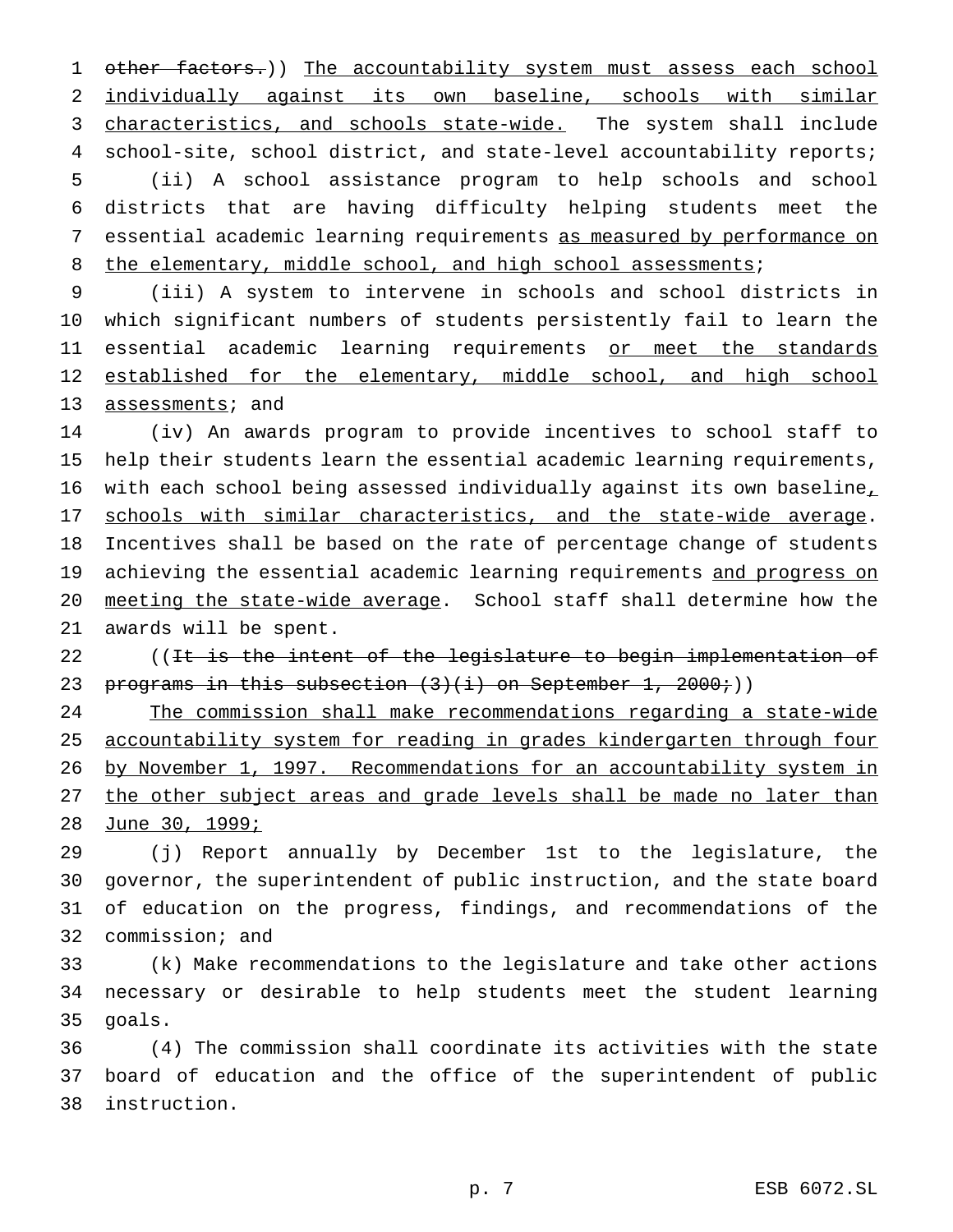other factors.)) The accountability system must assess each school individually against its own baseline, schools with similar characteristics, and schools state-wide. The system shall include school-site, school district, and state-level accountability reports;

(ii) A school assistance program to help schools and school districts that are having difficulty helping students meet the essential academic learning requirements as measured by performance on the elementary, middle school, and high school assessments;

(iii) A system to intervene in schools and school districts in which significant numbers of students persistently fail to learn the essential academic learning requirements or meet the standards established for the elementary, middle school, and high school assessments; and

(iv) An awards program to provide incentives to school staff to help their students learn the essential academic learning requirements, with each school being assessed individually against its own baseline, schools with similar characteristics, and the state-wide average. Incentives shall be based on the rate of percentage change of students achieving the essential academic learning requirements and progress on meeting the state-wide average. School staff shall determine how the awards will be spent.

((It is the intent of the legislature to begin implementation of programs in this subsection (3)(i) on September 1, 2000;))

The commission shall make recommendations regarding a state-wide accountability system for reading in grades kindergarten through four by November 1, 1997. Recommendations for an accountability system in the other subject areas and grade levels shall be made no later than June 30, 1999;

(j) Report annually by December 1st to the legislature, the governor, the superintendent of public instruction, and the state board of education on the progress, findings, and recommendations of the commission; and

(k) Make recommendations to the legislature and take other actions necessary or desirable to help students meet the student learning goals.

(4) The commission shall coordinate its activities with the state board of education and the office of the superintendent of public instruction.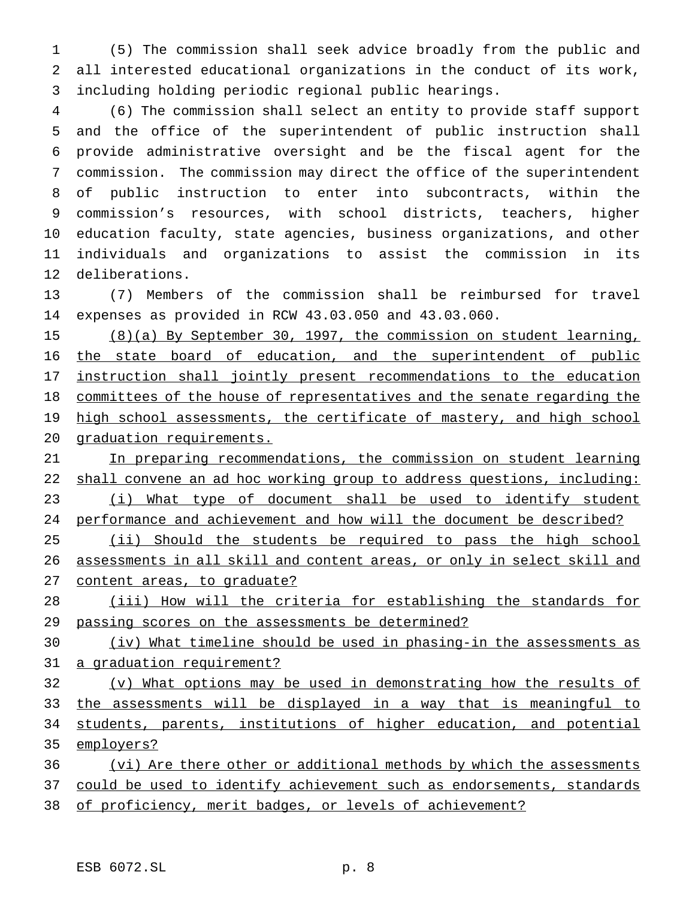(5) The commission shall seek advice broadly from the public and all interested educational organizations in the conduct of its work, including holding periodic regional public hearings.

(6) The commission shall select an entity to provide staff support and the office of the superintendent of public instruction shall provide administrative oversight and be the fiscal agent for the commission. The commission may direct the office of the superintendent of public instruction to enter into subcontracts, within the commission's resources, with school districts, teachers, higher education faculty, state agencies, business organizations, and other individuals and organizations to assist the commission in its deliberations.

(7) Members of the commission shall be reimbursed for travel expenses as provided in RCW 43.03.050 and 43.03.060.

<u>(8)(a) By September 30, 1997, the commission on student learning, the state board of education, and the superintendent of public instruction shall jointly present recommendations to the education committees of the house of representatives and the senate regarding the high school assessments, the certificate of mastery, and high school graduation requirements.</u>

<u>In preparing recommendations, the commission on student learning shall convene an ad hoc working group to address questions, including:</u>

<u>(i) What type of document shall be used to identify student performance and achievement and how will the document be described?</u>

<u>(ii) Should the students be required to pass the high school assessments in all skill and content areas, or only in select skill and content areas, to graduate?</u>

<u>(iii) How will the criteria for establishing the standards for passing scores on the assessments be determined?</u>

<u>(iv) What timeline should be used in phasing-in the assessments as a graduation requirement?</u>

<u>(v) What options may be used in demonstrating how the results of the assessments will be displayed in a way that is meaningful to students, parents, institutions of higher education, and potential employers?</u>

<u>(vi) Are there other or additional methods by which the assessments could be used to identify achievement such as endorsements, standards of proficiency, merit badges, or levels of achievement?</u>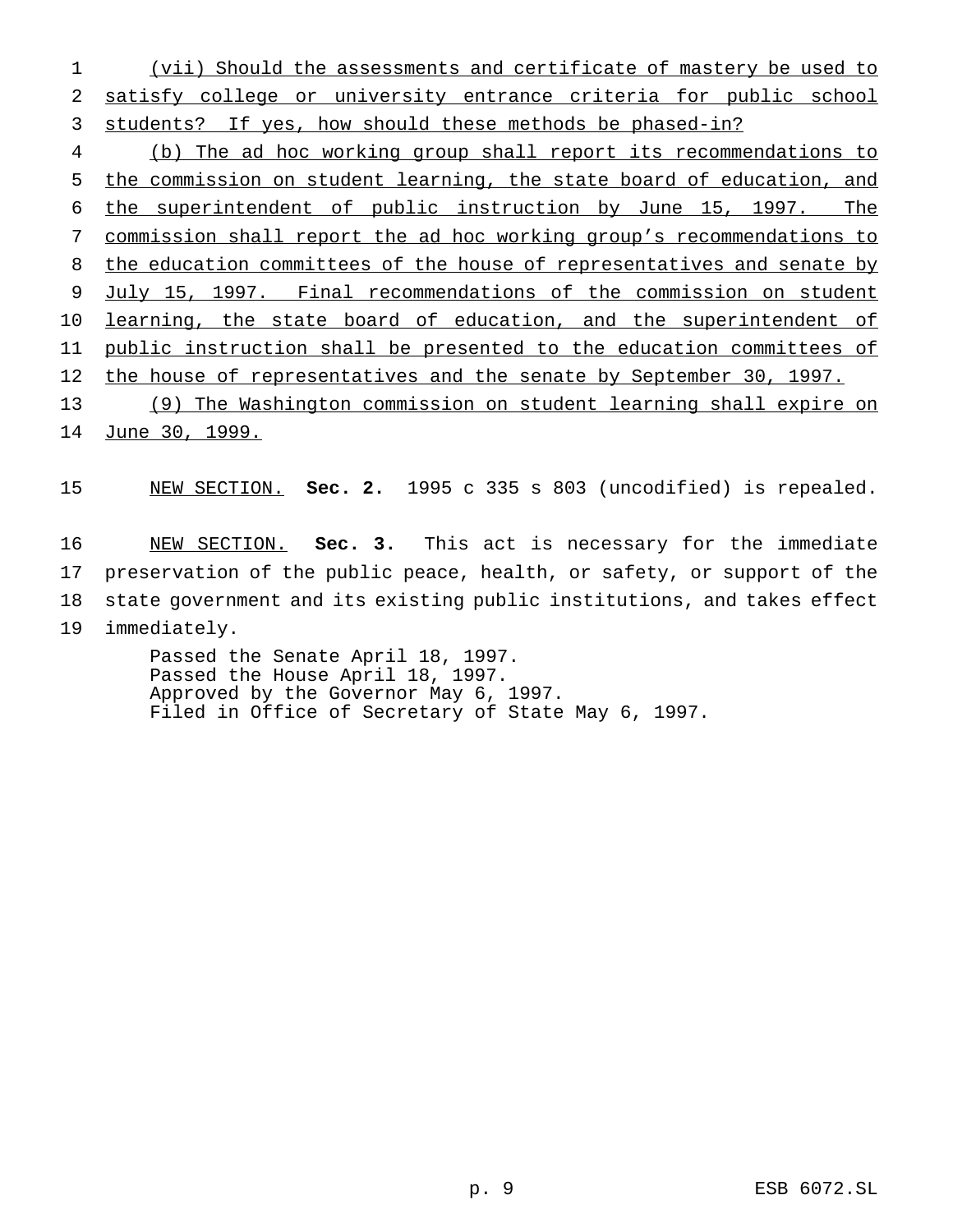(vii) Should the assessments and certificate of mastery be used to satisfy college or university entrance criteria for public school students? If yes, how should these methods be phased-in?

(b) The ad hoc working group shall report its recommendations to the commission on student learning, the state board of education, and the superintendent of public instruction by June 15, 1997. The commission shall report the ad hoc working group's recommendations to the education committees of the house of representatives and senate by July 15, 1997. Final recommendations of the commission on student learning, the state board of education, and the superintendent of public instruction shall be presented to the education committees of the house of representatives and the senate by September 30, 1997.

(9) The Washington commission on student learning shall expire on June 30, 1999.

NEW SECTION. **Sec. 2.** 1995 c 335 s 803 (uncodified) is repealed.

NEW SECTION. **Sec. 3.** This act is necessary for the immediate preservation of the public peace, health, or safety, or support of the state government and its existing public institutions, and takes effect immediately.

Passed the Senate April 18, 1997.
Passed the House April 18, 1997.
Approved by the Governor May 6, 1997.
Filed in Office of Secretary of State May 6, 1997.